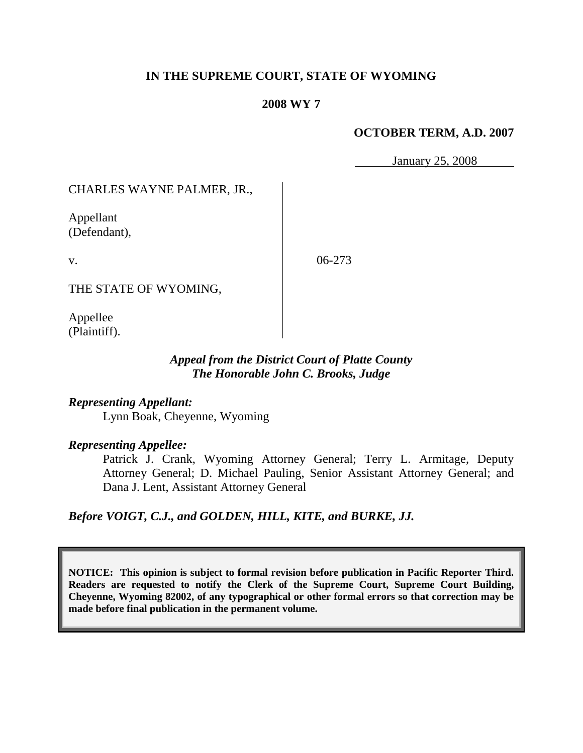**IN THE SUPREME COURT, STATE OF WYOMING**

**2008 WY 7**

**OCTOBER TERM, A.D. 2007**

January 25, 2008

CHARLES WAYNE PALMER, JR.,

Appellant
(Defendant),

v.

06-273

THE STATE OF WYOMING,

Appellee
(Plaintiff).

***Appeal from the District Court of Platte County***
***The Honorable John C. Brooks, Judge***

***Representing Appellant:***

Lynn Boak, Cheyenne, Wyoming

***Representing Appellee:***

Patrick J. Crank, Wyoming Attorney General; Terry L. Armitage, Deputy Attorney General; D. Michael Pauling, Senior Assistant Attorney General; and Dana J. Lent, Assistant Attorney General

***Before VOIGT, C.J., and GOLDEN, HILL, KITE, and BURKE, JJ.***

**NOTICE: This opinion is subject to formal revision before publication in Pacific Reporter Third. Readers are requested to notify the Clerk of the Supreme Court, Supreme Court Building, Cheyenne, Wyoming 82002, of any typographical or other formal errors so that correction may be made before final publication in the permanent volume.**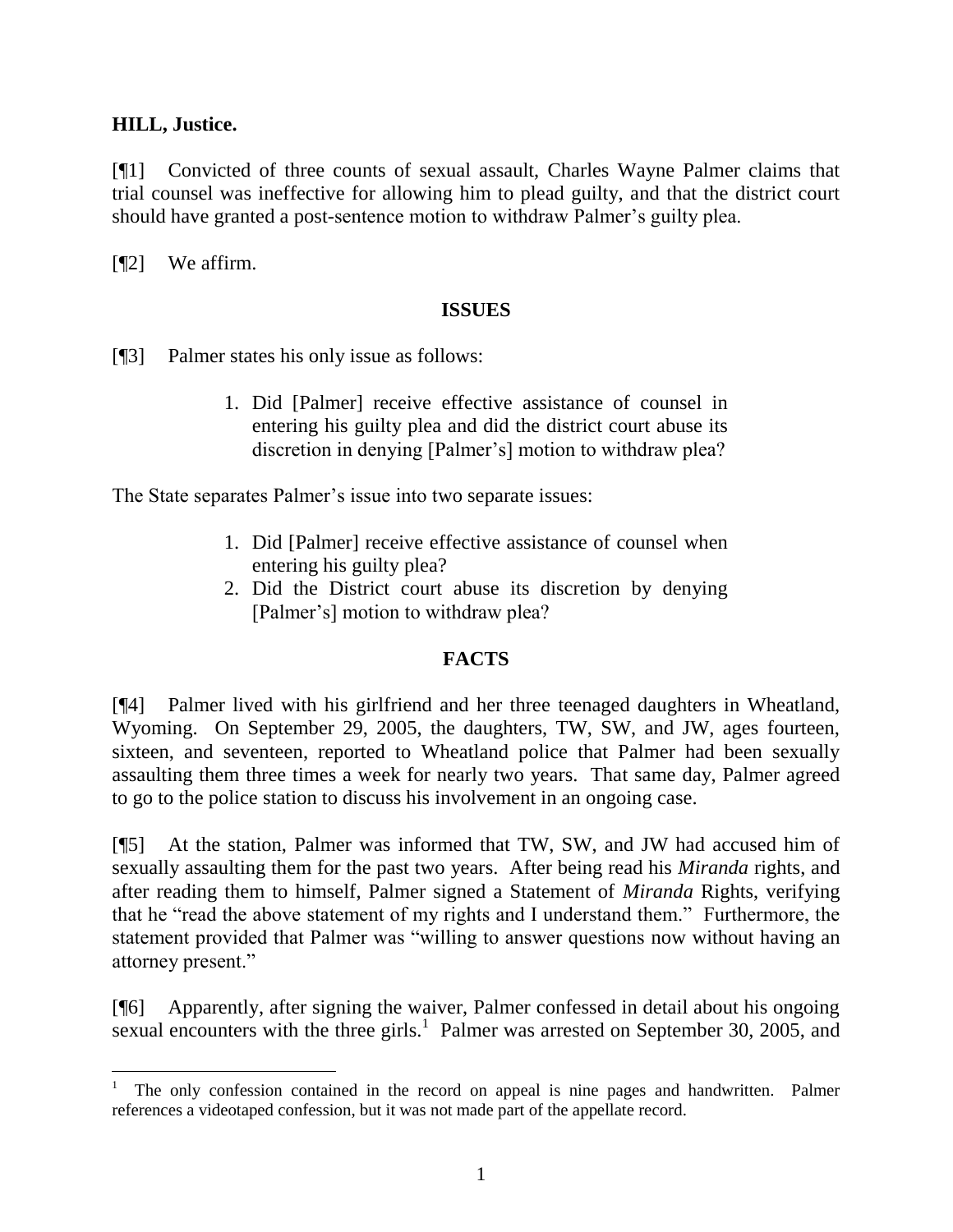**HILL, Justice.**

[¶1] Convicted of three counts of sexual assault, Charles Wayne Palmer claims that trial counsel was ineffective for allowing him to plead guilty, and that the district court should have granted a post-sentence motion to withdraw Palmer's guilty plea.

[¶2] We affirm.

## ISSUES

[¶3] Palmer states his only issue as follows:

> 1. Did [Palmer] receive effective assistance of counsel in entering his guilty plea and did the district court abuse its discretion in denying [Palmer's] motion to withdraw plea?

The State separates Palmer's issue into two separate issues:

> 1. Did [Palmer] receive effective assistance of counsel when entering his guilty plea?
> 2. Did the District court abuse its discretion by denying [Palmer's] motion to withdraw plea?

## FACTS

[¶4] Palmer lived with his girlfriend and her three teenaged daughters in Wheatland, Wyoming. On September 29, 2005, the daughters, TW, SW, and JW, ages fourteen, sixteen, and seventeen, reported to Wheatland police that Palmer had been sexually assaulting them three times a week for nearly two years. That same day, Palmer agreed to go to the police station to discuss his involvement in an ongoing case.

[¶5] At the station, Palmer was informed that TW, SW, and JW had accused him of sexually assaulting them for the past two years. After being read his *Miranda* rights, and after reading them to himself, Palmer signed a Statement of *Miranda* Rights, verifying that he "read the above statement of my rights and I understand them." Furthermore, the statement provided that Palmer was "willing to answer questions now without having an attorney present."

[¶6] Apparently, after signing the waiver, Palmer confessed in detail about his ongoing sexual encounters with the three girls.[1] Palmer was arrested on September 30, 2005, and

[1] The only confession contained in the record on appeal is nine pages and handwritten. Palmer references a videotaped confession, but it was not made part of the appellate record.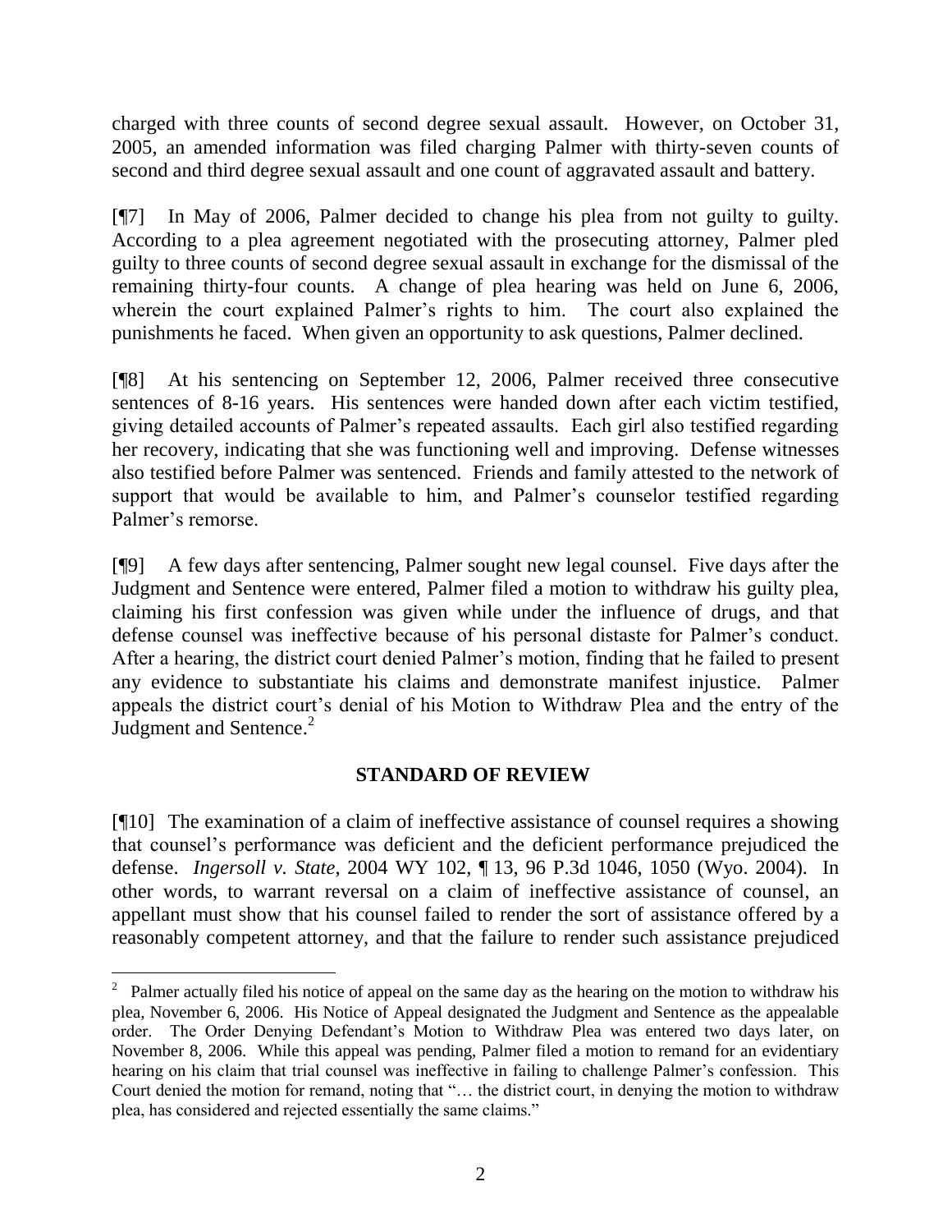charged with three counts of second degree sexual assault. However, on October 31, 2005, an amended information was filed charging Palmer with thirty-seven counts of second and third degree sexual assault and one count of aggravated assault and battery.

[¶7] In May of 2006, Palmer decided to change his plea from not guilty to guilty. According to a plea agreement negotiated with the prosecuting attorney, Palmer pled guilty to three counts of second degree sexual assault in exchange for the dismissal of the remaining thirty-four counts. A change of plea hearing was held on June 6, 2006, wherein the court explained Palmer's rights to him. The court also explained the punishments he faced. When given an opportunity to ask questions, Palmer declined.

[¶8] At his sentencing on September 12, 2006, Palmer received three consecutive sentences of 8-16 years. His sentences were handed down after each victim testified, giving detailed accounts of Palmer's repeated assaults. Each girl also testified regarding her recovery, indicating that she was functioning well and improving. Defense witnesses also testified before Palmer was sentenced. Friends and family attested to the network of support that would be available to him, and Palmer's counselor testified regarding Palmer's remorse.

[¶9] A few days after sentencing, Palmer sought new legal counsel. Five days after the Judgment and Sentence were entered, Palmer filed a motion to withdraw his guilty plea, claiming his first confession was given while under the influence of drugs, and that defense counsel was ineffective because of his personal distaste for Palmer's conduct. After a hearing, the district court denied Palmer's motion, finding that he failed to present any evidence to substantiate his claims and demonstrate manifest injustice. Palmer appeals the district court's denial of his Motion to Withdraw Plea and the entry of the Judgment and Sentence.[2]

## STANDARD OF REVIEW

[¶10] The examination of a claim of ineffective assistance of counsel requires a showing that counsel's performance was deficient and the deficient performance prejudiced the defense. *Ingersoll v. State*, 2004 WY 102, ¶ 13, 96 P.3d 1046, 1050 (Wyo. 2004). In other words, to warrant reversal on a claim of ineffective assistance of counsel, an appellant must show that his counsel failed to render the sort of assistance offered by a reasonably competent attorney, and that the failure to render such assistance prejudiced

---

[2] Palmer actually filed his notice of appeal on the same day as the hearing on the motion to withdraw his plea, November 6, 2006. His Notice of Appeal designated the Judgment and Sentence as the appealable order. The Order Denying Defendant's Motion to Withdraw Plea was entered two days later, on November 8, 2006. While this appeal was pending, Palmer filed a motion to remand for an evidentiary hearing on his claim that trial counsel was ineffective in failing to challenge Palmer's confession. This Court denied the motion for remand, noting that "… the district court, in denying the motion to withdraw plea, has considered and rejected essentially the same claims."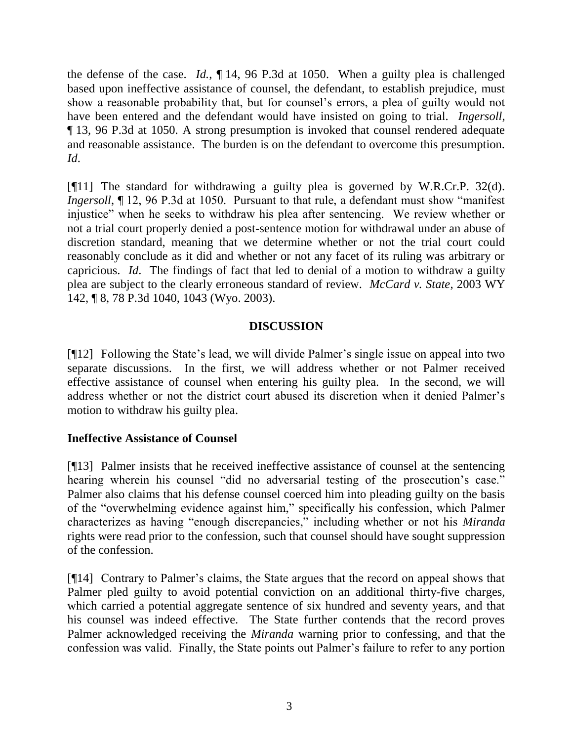the defense of the case. *Id.*, ¶ 14, 96 P.3d at 1050. When a guilty plea is challenged based upon ineffective assistance of counsel, the defendant, to establish prejudice, must show a reasonable probability that, but for counsel's errors, a plea of guilty would not have been entered and the defendant would have insisted on going to trial. *Ingersoll*, ¶ 13, 96 P.3d at 1050. A strong presumption is invoked that counsel rendered adequate and reasonable assistance. The burden is on the defendant to overcome this presumption. *Id*.

[¶11] The standard for withdrawing a guilty plea is governed by W.R.Cr.P. 32(d). *Ingersoll*, ¶ 12, 96 P.3d at 1050. Pursuant to that rule, a defendant must show "manifest injustice" when he seeks to withdraw his plea after sentencing. We review whether or not a trial court properly denied a post-sentence motion for withdrawal under an abuse of discretion standard, meaning that we determine whether or not the trial court could reasonably conclude as it did and whether or not any facet of its ruling was arbitrary or capricious. *Id*. The findings of fact that led to denial of a motion to withdraw a guilty plea are subject to the clearly erroneous standard of review. *McCard v. State*, 2003 WY 142, ¶ 8, 78 P.3d 1040, 1043 (Wyo. 2003).

## DISCUSSION

[¶12] Following the State's lead, we will divide Palmer's single issue on appeal into two separate discussions. In the first, we will address whether or not Palmer received effective assistance of counsel when entering his guilty plea. In the second, we will address whether or not the district court abused its discretion when it denied Palmer's motion to withdraw his guilty plea.

### Ineffective Assistance of Counsel

[¶13] Palmer insists that he received ineffective assistance of counsel at the sentencing hearing wherein his counsel "did no adversarial testing of the prosecution's case." Palmer also claims that his defense counsel coerced him into pleading guilty on the basis of the "overwhelming evidence against him," specifically his confession, which Palmer characterizes as having "enough discrepancies," including whether or not his *Miranda* rights were read prior to the confession, such that counsel should have sought suppression of the confession.

[¶14] Contrary to Palmer's claims, the State argues that the record on appeal shows that Palmer pled guilty to avoid potential conviction on an additional thirty-five charges, which carried a potential aggregate sentence of six hundred and seventy years, and that his counsel was indeed effective. The State further contends that the record proves Palmer acknowledged receiving the *Miranda* warning prior to confessing, and that the confession was valid. Finally, the State points out Palmer's failure to refer to any portion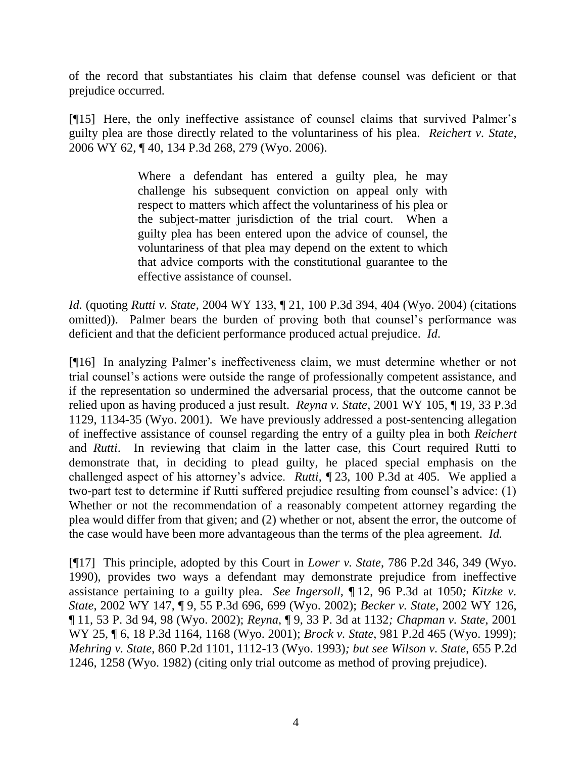of the record that substantiates his claim that defense counsel was deficient or that prejudice occurred.

[¶15] Here, the only ineffective assistance of counsel claims that survived Palmer's guilty plea are those directly related to the voluntariness of his plea. *Reichert v. State,* 2006 WY 62, ¶ 40, 134 P.3d 268, 279 (Wyo. 2006).

> Where a defendant has entered a guilty plea, he may challenge his subsequent conviction on appeal only with respect to matters which affect the voluntariness of his plea or the subject-matter jurisdiction of the trial court. When a guilty plea has been entered upon the advice of counsel, the voluntariness of that plea may depend on the extent to which that advice comports with the constitutional guarantee to the effective assistance of counsel.

*Id.* (quoting *Rutti v. State*, 2004 WY 133, ¶ 21, 100 P.3d 394, 404 (Wyo. 2004) (citations omitted)). Palmer bears the burden of proving both that counsel's performance was deficient and that the deficient performance produced actual prejudice. *Id*.

[¶16] In analyzing Palmer's ineffectiveness claim, we must determine whether or not trial counsel's actions were outside the range of professionally competent assistance, and if the representation so undermined the adversarial process, that the outcome cannot be relied upon as having produced a just result. *Reyna v. State*, 2001 WY 105, ¶ 19, 33 P.3d 1129, 1134-35 (Wyo. 2001). We have previously addressed a post-sentencing allegation of ineffective assistance of counsel regarding the entry of a guilty plea in both *Reichert* and *Rutti*. In reviewing that claim in the latter case, this Court required Rutti to demonstrate that, in deciding to plead guilty, he placed special emphasis on the challenged aspect of his attorney's advice. *Rutti*, ¶ 23, 100 P.3d at 405. We applied a two-part test to determine if Rutti suffered prejudice resulting from counsel's advice: (1) Whether or not the recommendation of a reasonably competent attorney regarding the plea would differ from that given; and (2) whether or not, absent the error, the outcome of the case would have been more advantageous than the terms of the plea agreement. *Id.*

[¶17] This principle, adopted by this Court in *Lower v. State*, 786 P.2d 346, 349 (Wyo. 1990), provides two ways a defendant may demonstrate prejudice from ineffective assistance pertaining to a guilty plea. *See Ingersoll*, ¶ 12, 96 P.3d at 1050*; Kitzke v. State*, 2002 WY 147, ¶ 9, 55 P.3d 696, 699 (Wyo. 2002); *Becker v. State*, 2002 WY 126, ¶ 11, 53 P. 3d 94, 98 (Wyo. 2002); *Reyna*, ¶ 9, 33 P. 3d at 1132*; Chapman v. State*, 2001 WY 25, ¶ 6, 18 P.3d 1164, 1168 (Wyo. 2001); *Brock v. State*, 981 P.2d 465 (Wyo. 1999); *Mehring v. State*, 860 P.2d 1101, 1112-13 (Wyo. 1993)*; but see Wilson v. State*, 655 P.2d 1246, 1258 (Wyo. 1982) (citing only trial outcome as method of proving prejudice).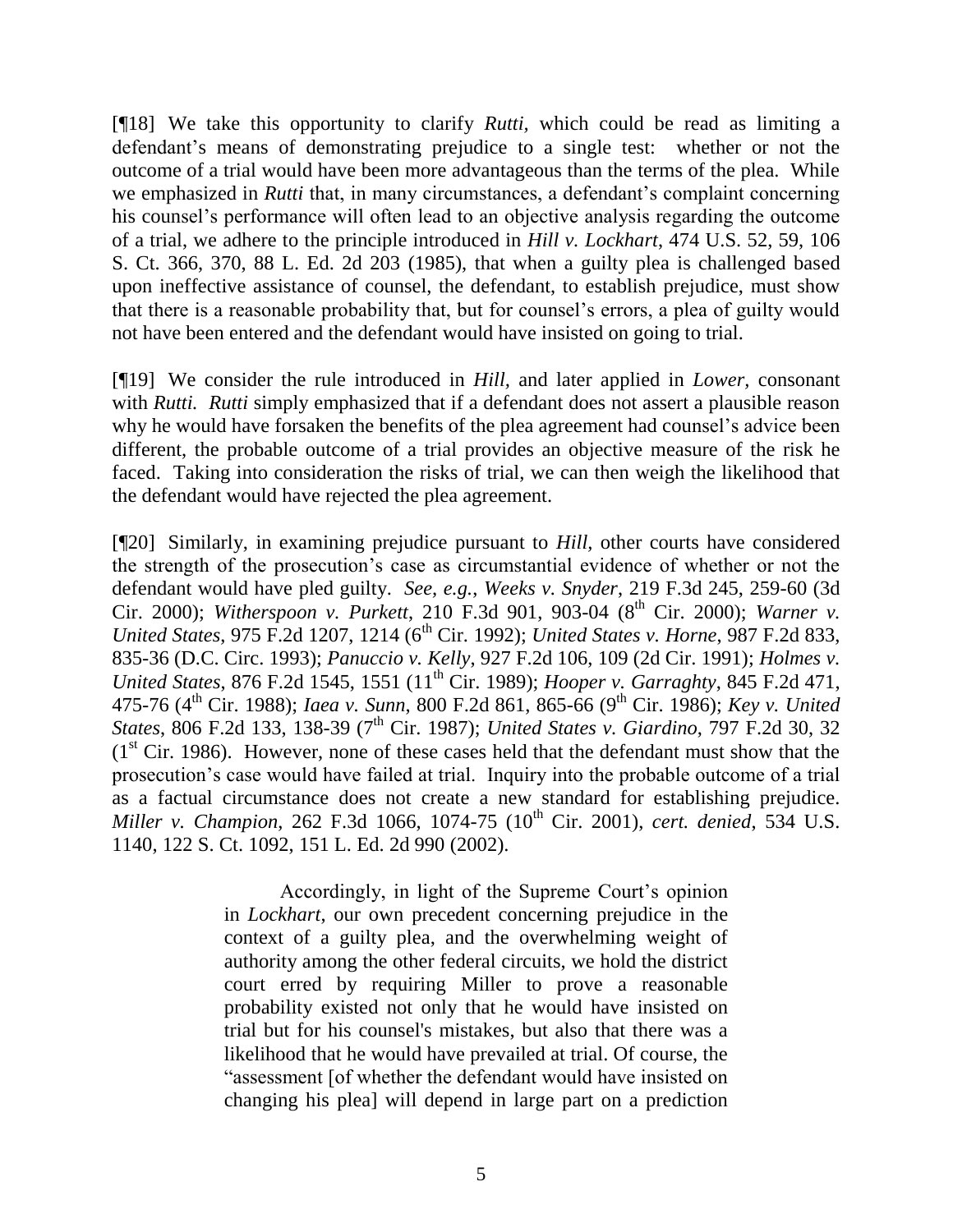[¶18] We take this opportunity to clarify *Rutti*, which could be read as limiting a defendant's means of demonstrating prejudice to a single test: whether or not the outcome of a trial would have been more advantageous than the terms of the plea. While we emphasized in *Rutti* that, in many circumstances, a defendant's complaint concerning his counsel's performance will often lead to an objective analysis regarding the outcome of a trial, we adhere to the principle introduced in *Hill v. Lockhart*, 474 U.S. 52, 59, 106 S. Ct. 366, 370, 88 L. Ed. 2d 203 (1985), that when a guilty plea is challenged based upon ineffective assistance of counsel, the defendant, to establish prejudice, must show that there is a reasonable probability that, but for counsel's errors, a plea of guilty would not have been entered and the defendant would have insisted on going to trial.

[¶19] We consider the rule introduced in *Hill*, and later applied in *Lower*, consonant with *Rutti. Rutti* simply emphasized that if a defendant does not assert a plausible reason why he would have forsaken the benefits of the plea agreement had counsel's advice been different, the probable outcome of a trial provides an objective measure of the risk he faced. Taking into consideration the risks of trial, we can then weigh the likelihood that the defendant would have rejected the plea agreement.

[¶20] Similarly, in examining prejudice pursuant to *Hill*, other courts have considered the strength of the prosecution's case as circumstantial evidence of whether or not the defendant would have pled guilty. *See, e.g.*, *Weeks v. Snyder*, 219 F.3d 245, 259-60 (3d Cir. 2000); *Witherspoon v. Purkett*, 210 F.3d 901, 903-04 (8th Cir. 2000); *Warner v. United States*, 975 F.2d 1207, 1214 (6th Cir. 1992); *United States v. Horne*, 987 F.2d 833, 835-36 (D.C. Circ. 1993); *Panuccio v. Kelly*, 927 F.2d 106, 109 (2d Cir. 1991); *Holmes v. United States*, 876 F.2d 1545, 1551 (11th Cir. 1989); *Hooper v. Garraghty*, 845 F.2d 471, 475-76 (4th Cir. 1988); *Iaea v. Sunn*, 800 F.2d 861, 865-66 (9th Cir. 1986); *Key v. United States*, 806 F.2d 133, 138-39 (7th Cir. 1987); *United States v. Giardino*, 797 F.2d 30, 32 (1st Cir. 1986). However, none of these cases held that the defendant must show that the prosecution's case would have failed at trial. Inquiry into the probable outcome of a trial as a factual circumstance does not create a new standard for establishing prejudice. *Miller v. Champion*, 262 F.3d 1066, 1074-75 (10th Cir. 2001), *cert. denied*, 534 U.S. 1140, 122 S. Ct. 1092, 151 L. Ed. 2d 990 (2002).

> Accordingly, in light of the Supreme Court's opinion in *Lockhart*, our own precedent concerning prejudice in the context of a guilty plea, and the overwhelming weight of authority among the other federal circuits, we hold the district court erred by requiring Miller to prove a reasonable probability existed not only that he would have insisted on trial but for his counsel's mistakes, but also that there was a likelihood that he would have prevailed at trial. Of course, the "assessment [of whether the defendant would have insisted on changing his plea] will depend in large part on a prediction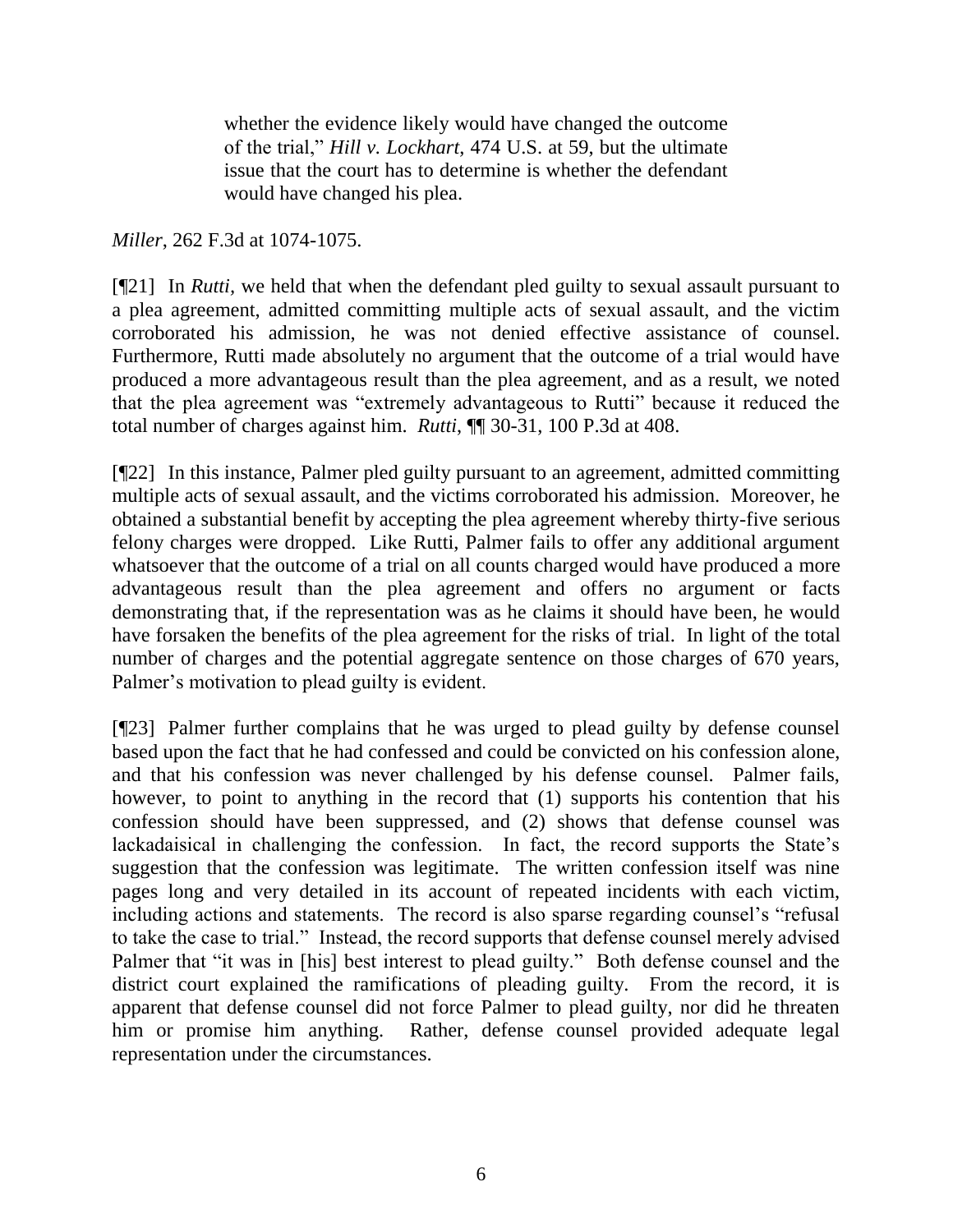> whether the evidence likely would have changed the outcome of the trial," *Hill v. Lockhart*, 474 U.S. at 59, but the ultimate issue that the court has to determine is whether the defendant would have changed his plea.

*Miller*, 262 F.3d at 1074-1075.

[¶21] In *Rutti*, we held that when the defendant pled guilty to sexual assault pursuant to a plea agreement, admitted committing multiple acts of sexual assault, and the victim corroborated his admission, he was not denied effective assistance of counsel. Furthermore, Rutti made absolutely no argument that the outcome of a trial would have produced a more advantageous result than the plea agreement, and as a result, we noted that the plea agreement was "extremely advantageous to Rutti" because it reduced the total number of charges against him. *Rutti*, ¶¶ 30-31, 100 P.3d at 408.

[¶22] In this instance, Palmer pled guilty pursuant to an agreement, admitted committing multiple acts of sexual assault, and the victims corroborated his admission. Moreover, he obtained a substantial benefit by accepting the plea agreement whereby thirty-five serious felony charges were dropped. Like Rutti, Palmer fails to offer any additional argument whatsoever that the outcome of a trial on all counts charged would have produced a more advantageous result than the plea agreement and offers no argument or facts demonstrating that, if the representation was as he claims it should have been, he would have forsaken the benefits of the plea agreement for the risks of trial. In light of the total number of charges and the potential aggregate sentence on those charges of 670 years, Palmer's motivation to plead guilty is evident.

[¶23] Palmer further complains that he was urged to plead guilty by defense counsel based upon the fact that he had confessed and could be convicted on his confession alone, and that his confession was never challenged by his defense counsel. Palmer fails, however, to point to anything in the record that (1) supports his contention that his confession should have been suppressed, and (2) shows that defense counsel was lackadaisical in challenging the confession. In fact, the record supports the State's suggestion that the confession was legitimate. The written confession itself was nine pages long and very detailed in its account of repeated incidents with each victim, including actions and statements. The record is also sparse regarding counsel's "refusal to take the case to trial." Instead, the record supports that defense counsel merely advised Palmer that "it was in [his] best interest to plead guilty." Both defense counsel and the district court explained the ramifications of pleading guilty. From the record, it is apparent that defense counsel did not force Palmer to plead guilty, nor did he threaten him or promise him anything. Rather, defense counsel provided adequate legal representation under the circumstances.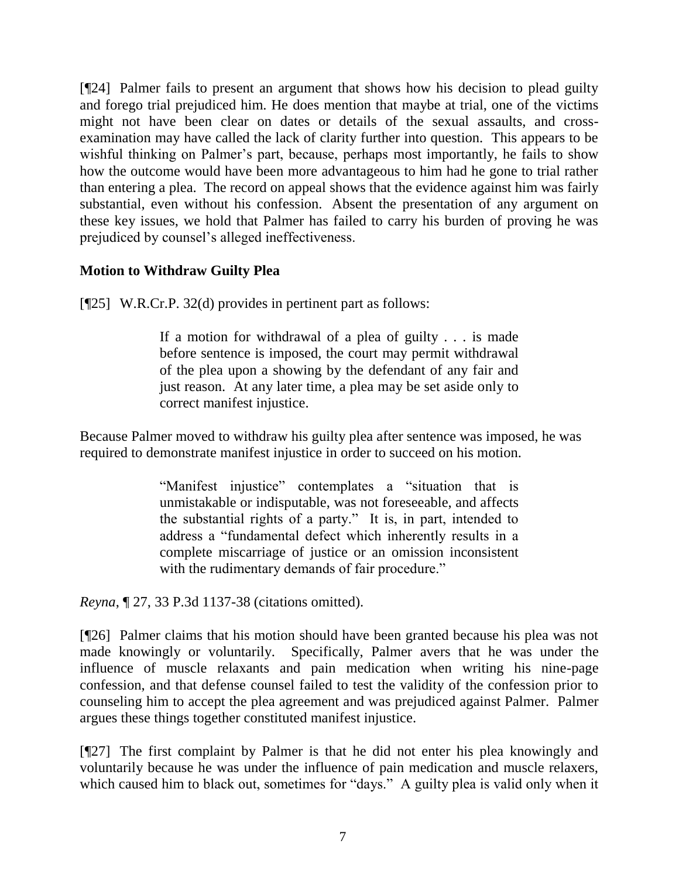[¶24] Palmer fails to present an argument that shows how his decision to plead guilty and forego trial prejudiced him. He does mention that maybe at trial, one of the victims might not have been clear on dates or details of the sexual assaults, and cross-examination may have called the lack of clarity further into question. This appears to be wishful thinking on Palmer's part, because, perhaps most importantly, he fails to show how the outcome would have been more advantageous to him had he gone to trial rather than entering a plea. The record on appeal shows that the evidence against him was fairly substantial, even without his confession. Absent the presentation of any argument on these key issues, we hold that Palmer has failed to carry his burden of proving he was prejudiced by counsel's alleged ineffectiveness.

**Motion to Withdraw Guilty Plea**

[¶25] W.R.Cr.P. 32(d) provides in pertinent part as follows:

> If a motion for withdrawal of a plea of guilty . . . is made before sentence is imposed, the court may permit withdrawal of the plea upon a showing by the defendant of any fair and just reason. At any later time, a plea may be set aside only to correct manifest injustice.

Because Palmer moved to withdraw his guilty plea after sentence was imposed, he was required to demonstrate manifest injustice in order to succeed on his motion.

> "Manifest injustice" contemplates a "situation that is unmistakable or indisputable, was not foreseeable, and affects the substantial rights of a party." It is, in part, intended to address a "fundamental defect which inherently results in a complete miscarriage of justice or an omission inconsistent with the rudimentary demands of fair procedure."

*Reyna*, ¶ 27, 33 P.3d 1137-38 (citations omitted).

[¶26] Palmer claims that his motion should have been granted because his plea was not made knowingly or voluntarily. Specifically, Palmer avers that he was under the influence of muscle relaxants and pain medication when writing his nine-page confession, and that defense counsel failed to test the validity of the confession prior to counseling him to accept the plea agreement and was prejudiced against Palmer. Palmer argues these things together constituted manifest injustice.

[¶27] The first complaint by Palmer is that he did not enter his plea knowingly and voluntarily because he was under the influence of pain medication and muscle relaxers, which caused him to black out, sometimes for "days." A guilty plea is valid only when it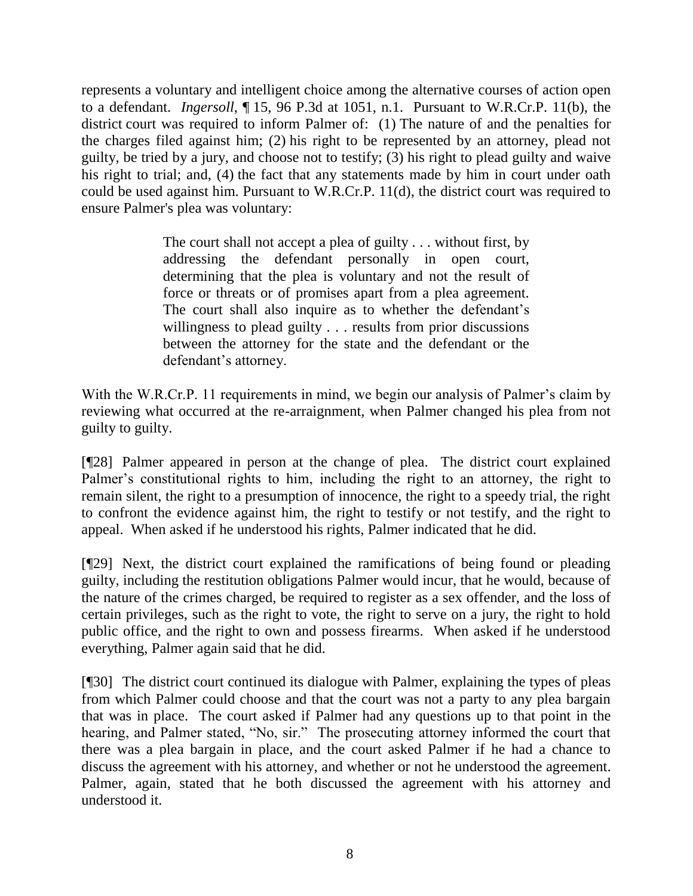represents a voluntary and intelligent choice among the alternative courses of action open to a defendant. *Ingersoll*, ¶ 15, 96 P.3d at 1051, n.1. Pursuant to W.R.Cr.P. 11(b), the district court was required to inform Palmer of: (1) The nature of and the penalties for the charges filed against him; (2) his right to be represented by an attorney, plead not guilty, be tried by a jury, and choose not to testify; (3) his right to plead guilty and waive his right to trial; and, (4) the fact that any statements made by him in court under oath could be used against him. Pursuant to W.R.Cr.P. 11(d), the district court was required to ensure Palmer's plea was voluntary:

> The court shall not accept a plea of guilty . . . without first, by addressing the defendant personally in open court, determining that the plea is voluntary and not the result of force or threats or of promises apart from a plea agreement. The court shall also inquire as to whether the defendant's willingness to plead guilty . . . results from prior discussions between the attorney for the state and the defendant or the defendant's attorney.

With the W.R.Cr.P. 11 requirements in mind, we begin our analysis of Palmer's claim by reviewing what occurred at the re-arraignment, when Palmer changed his plea from not guilty to guilty.

[¶28] Palmer appeared in person at the change of plea. The district court explained Palmer's constitutional rights to him, including the right to an attorney, the right to remain silent, the right to a presumption of innocence, the right to a speedy trial, the right to confront the evidence against him, the right to testify or not testify, and the right to appeal. When asked if he understood his rights, Palmer indicated that he did.

[¶29] Next, the district court explained the ramifications of being found or pleading guilty, including the restitution obligations Palmer would incur, that he would, because of the nature of the crimes charged, be required to register as a sex offender, and the loss of certain privileges, such as the right to vote, the right to serve on a jury, the right to hold public office, and the right to own and possess firearms. When asked if he understood everything, Palmer again said that he did.

[¶30] The district court continued its dialogue with Palmer, explaining the types of pleas from which Palmer could choose and that the court was not a party to any plea bargain that was in place. The court asked if Palmer had any questions up to that point in the hearing, and Palmer stated, "No, sir." The prosecuting attorney informed the court that there was a plea bargain in place, and the court asked Palmer if he had a chance to discuss the agreement with his attorney, and whether or not he understood the agreement. Palmer, again, stated that he both discussed the agreement with his attorney and understood it.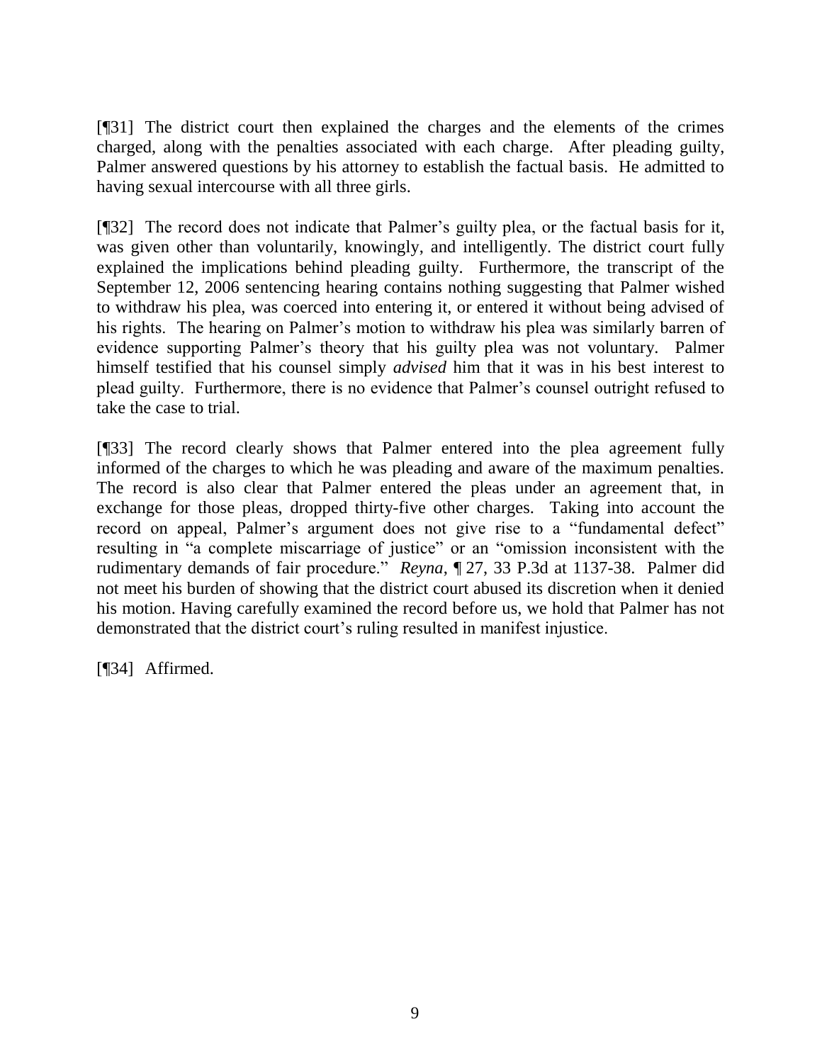[¶31] The district court then explained the charges and the elements of the crimes charged, along with the penalties associated with each charge. After pleading guilty, Palmer answered questions by his attorney to establish the factual basis. He admitted to having sexual intercourse with all three girls.

[¶32] The record does not indicate that Palmer's guilty plea, or the factual basis for it, was given other than voluntarily, knowingly, and intelligently. The district court fully explained the implications behind pleading guilty. Furthermore, the transcript of the September 12, 2006 sentencing hearing contains nothing suggesting that Palmer wished to withdraw his plea, was coerced into entering it, or entered it without being advised of his rights. The hearing on Palmer's motion to withdraw his plea was similarly barren of evidence supporting Palmer's theory that his guilty plea was not voluntary. Palmer himself testified that his counsel simply *advised* him that it was in his best interest to plead guilty. Furthermore, there is no evidence that Palmer's counsel outright refused to take the case to trial.

[¶33] The record clearly shows that Palmer entered into the plea agreement fully informed of the charges to which he was pleading and aware of the maximum penalties. The record is also clear that Palmer entered the pleas under an agreement that, in exchange for those pleas, dropped thirty-five other charges. Taking into account the record on appeal, Palmer's argument does not give rise to a "fundamental defect" resulting in "a complete miscarriage of justice" or an "omission inconsistent with the rudimentary demands of fair procedure." *Reyna*, ¶ 27, 33 P.3d at 1137-38. Palmer did not meet his burden of showing that the district court abused its discretion when it denied his motion. Having carefully examined the record before us, we hold that Palmer has not demonstrated that the district court's ruling resulted in manifest injustice.

[¶34] Affirmed.